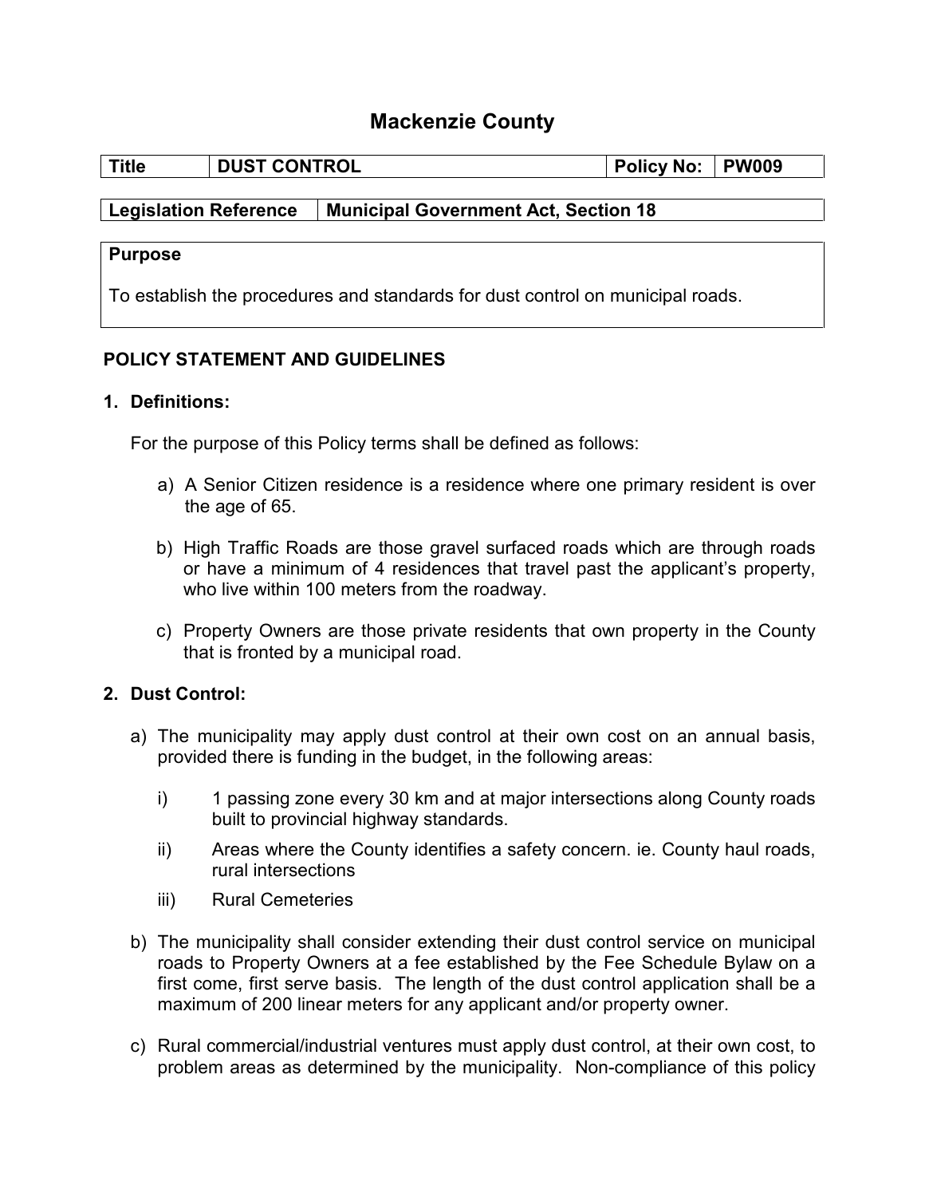# Mackenzie County

| Title | DUST CONTROL | Policy No: | PW009 |
|---|---|---|---|

| Legislation Reference | Municipal Government Act, Section 18 |
|---|---|

**Purpose**

To establish the procedures and standards for dust control on municipal roads.

## POLICY STATEMENT AND GUIDELINES

### 1. Definitions:

For the purpose of this Policy terms shall be defined as follows:

a) A Senior Citizen residence is a residence where one primary resident is over the age of 65.

b) High Traffic Roads are those gravel surfaced roads which are through roads or have a minimum of 4 residences that travel past the applicant's property, who live within 100 meters from the roadway.

c) Property Owners are those private residents that own property in the County that is fronted by a municipal road.

### 2. Dust Control:

a) The municipality may apply dust control at their own cost on an annual basis, provided there is funding in the budget, in the following areas:

   i) 1 passing zone every 30 km and at major intersections along County roads built to provincial highway standards.

   ii) Areas where the County identifies a safety concern. ie. County haul roads, rural intersections

   iii) Rural Cemeteries

b) The municipality shall consider extending their dust control service on municipal roads to Property Owners at a fee established by the Fee Schedule Bylaw on a first come, first serve basis. The length of the dust control application shall be a maximum of 200 linear meters for any applicant and/or property owner.

c) Rural commercial/industrial ventures must apply dust control, at their own cost, to problem areas as determined by the municipality. Non-compliance of this policy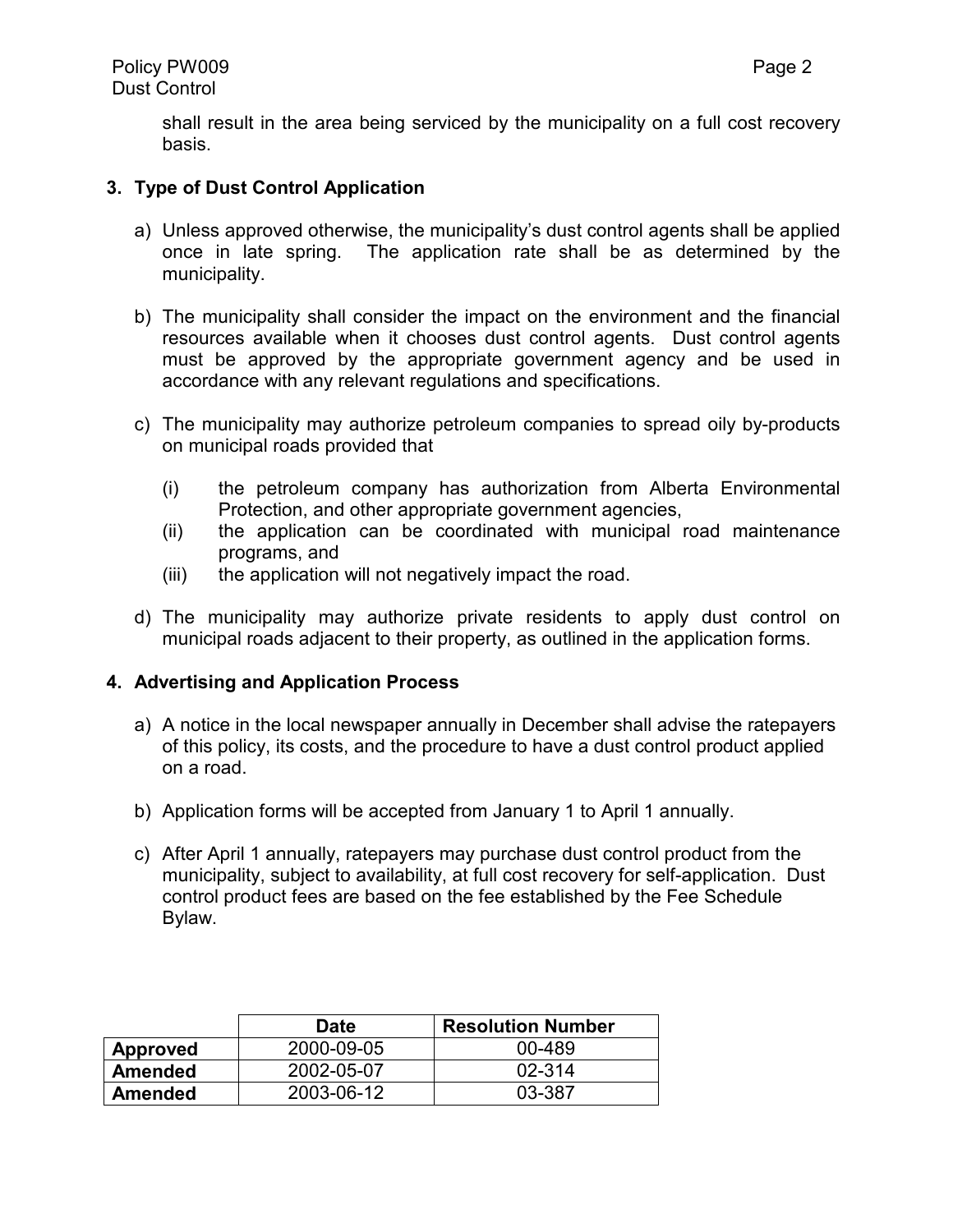shall result in the area being serviced by the municipality on a full cost recovery basis.

## 3. Type of Dust Control Application

a) Unless approved otherwise, the municipality's dust control agents shall be applied once in late spring. The application rate shall be as determined by the municipality.

b) The municipality shall consider the impact on the environment and the financial resources available when it chooses dust control agents. Dust control agents must be approved by the appropriate government agency and be used in accordance with any relevant regulations and specifications.

c) The municipality may authorize petroleum companies to spread oily by-products on municipal roads provided that

(i) the petroleum company has authorization from Alberta Environmental Protection, and other appropriate government agencies,
(ii) the application can be coordinated with municipal road maintenance programs, and
(iii) the application will not negatively impact the road.

d) The municipality may authorize private residents to apply dust control on municipal roads adjacent to their property, as outlined in the application forms.

## 4. Advertising and Application Process

a) A notice in the local newspaper annually in December shall advise the ratepayers of this policy, its costs, and the procedure to have a dust control product applied on a road.

b) Application forms will be accepted from January 1 to April 1 annually.

c) After April 1 annually, ratepayers may purchase dust control product from the municipality, subject to availability, at full cost recovery for self-application. Dust control product fees are based on the fee established by the Fee Schedule Bylaw.

| | Date | Resolution Number |
|---|---|---|
| **Approved** | 2000-09-05 | 00-489 |
| **Amended** | 2002-05-07 | 02-314 |
| **Amended** | 2003-06-12 | 03-387 |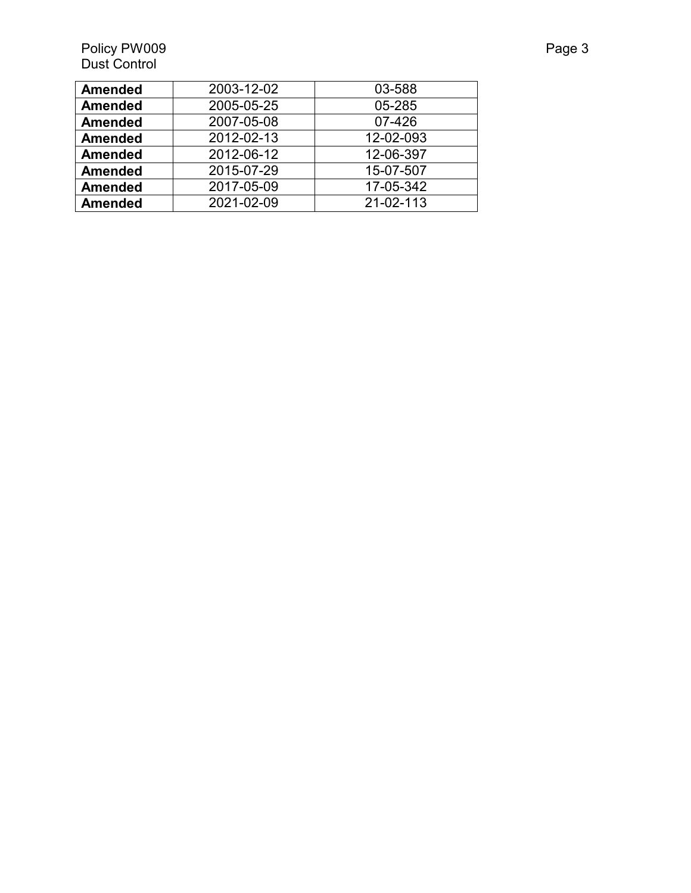| | | |
|---|---|---|
| **Amended** | 2003-12-02 | 03-588 |
| **Amended** | 2005-05-25 | 05-285 |
| **Amended** | 2007-05-08 | 07-426 |
| **Amended** | 2012-02-13 | 12-02-093 |
| **Amended** | 2012-06-12 | 12-06-397 |
| **Amended** | 2015-07-29 | 15-07-507 |
| **Amended** | 2017-05-09 | 17-05-342 |
| **Amended** | 2021-02-09 | 21-02-113 |